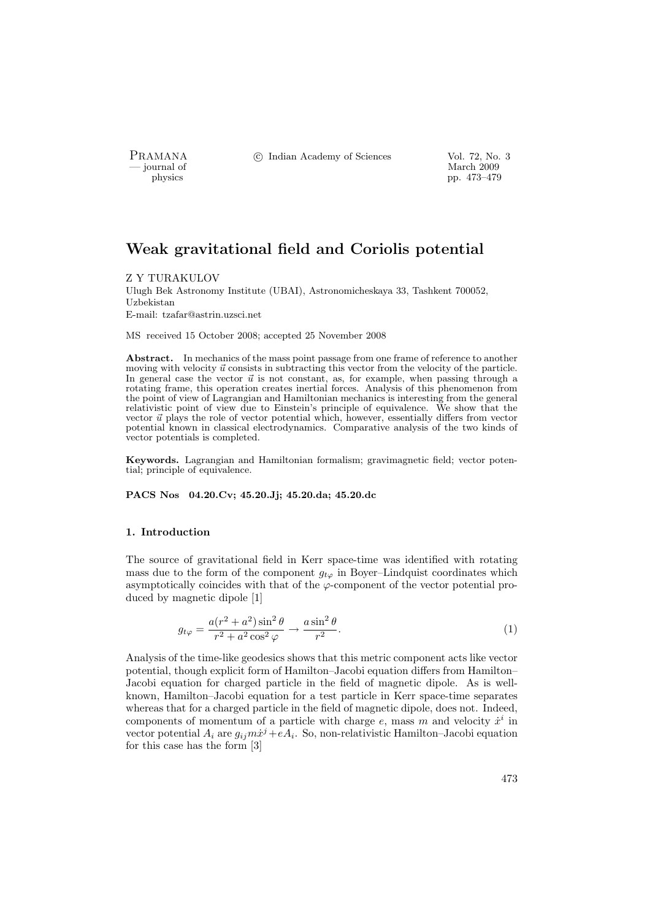# Weak gravitational field and Coriolis potential

Z Y TURAKULOV

Ulugh Bek Astronomy Institute (UBAI), Astronomicheskaya 33, Tashkent 700052, Uzbekistan

E-mail: tzafar@astrin.uzsci.net

MS received 15 October 2008; accepted 25 November 2008

**Abstract.** In mechanics of the mass point passage from one frame of reference to another moving with velocity $\vec{u}$ consists in subtracting this vector from the velocity of the particle. In general case the vector $\vec{u}$ is not constant, as, for example, when passing through a rotating frame, this operation creates inertial forces. Analysis of this phenomenon from the point of view of Lagrangian and Hamiltonian mechanics is interesting from the general relativistic point of view due to Einstein's principle of equivalence. We show that the vector $\vec{u}$ plays the role of vector potential which, however, essentially differs from vector potential known in classical electrodynamics. Comparative analysis of the two kinds of vector potentials is completed.

**Keywords.** Lagrangian and Hamiltonian formalism; gravimagnetic field; vector potential; principle of equivalence.

**PACS Nos** 04.20.Cv; 45.20.Jj; 45.20.da; 45.20.dc

## 1. Introduction

The source of gravitational field in Kerr space-time was identified with rotating mass due to the form of the component $g_{t\varphi}$ in Boyer–Lindquist coordinates which asymptotically coincides with that of the $\varphi$-component of the vector potential produced by magnetic dipole [1]

$$g_{t\varphi} = \frac{a(r^2 + a^2)\sin^2\theta}{r^2 + a^2\cos^2\varphi} \to \frac{a\sin^2\theta}{r^2}. \tag{1}$$

Analysis of the time-like geodesics shows that this metric component acts like vector potential, though explicit form of Hamilton–Jacobi equation differs from Hamilton–Jacobi equation for charged particle in the field of magnetic dipole. As is well-known, Hamilton–Jacobi equation for a test particle in Kerr space-time separates whereas that for a charged particle in the field of magnetic dipole, does not. Indeed, components of momentum of a particle with charge $e$, mass $m$ and velocity $\dot{x}^i$ in vector potential $A_i$ are $g_{ij}m\dot{x}^j + eA_i$. So, non-relativistic Hamilton–Jacobi equation for this case has the form [3]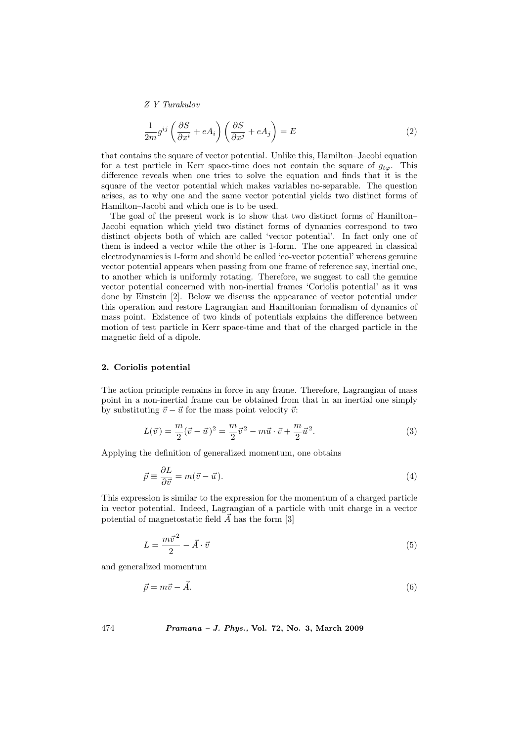$$\frac{1}{2m}g^{ij}\left(\frac{\partial S}{\partial x^i}+eA_i\right)\left(\frac{\partial S}{\partial x^j}+eA_j\right)=E \tag{2}$$

that contains the square of vector potential. Unlike this, Hamilton–Jacobi equation for a test particle in Kerr space-time does not contain the square of $g_{t\varphi}$. This difference reveals when one tries to solve the equation and finds that it is the square of the vector potential which makes variables no-separable. The question arises, as to why one and the same vector potential yields two distinct forms of Hamilton–Jacobi and which one is to be used.

The goal of the present work is to show that two distinct forms of Hamilton–Jacobi equation which yield two distinct forms of dynamics correspond to two distinct objects both of which are called 'vector potential'. In fact only one of them is indeed a vector while the other is 1-form. The one appeared in classical electrodynamics is 1-form and should be called 'co-vector potential' whereas genuine vector potential appears when passing from one frame of reference say, inertial one, to another which is uniformly rotating. Therefore, we suggest to call the genuine vector potential concerned with non-inertial frames 'Coriolis potential' as it was done by Einstein [2]. Below we discuss the appearance of vector potential under this operation and restore Lagrangian and Hamiltonian formalism of dynamics of mass point. Existence of two kinds of potentials explains the difference between motion of test particle in Kerr space-time and that of the charged particle in the magnetic field of a dipole.

## 2. Coriolis potential

The action principle remains in force in any frame. Therefore, Lagrangian of mass point in a non-inertial frame can be obtained from that in an inertial one simply by substituting $\vec{v}-\vec{u}$ for the mass point velocity $\vec{v}$:

$$L(\vec{v})=\frac{m}{2}(\vec{v}-\vec{u})^2=\frac{m}{2}\vec{v}^2-m\vec{u}\cdot\vec{v}+\frac{m}{2}\vec{u}^2. \tag{3}$$

Applying the definition of generalized momentum, one obtains

$$\vec{p}\equiv\frac{\partial L}{\partial\vec{v}}=m(\vec{v}-\vec{u}). \tag{4}$$

This expression is similar to the expression for the momentum of a charged particle in vector potential. Indeed, Lagrangian of a particle with unit charge in a vector potential of magnetostatic field $\vec{A}$ has the form [3]

$$L=\frac{m\vec{v}^2}{2}-\vec{A}\cdot\vec{v} \tag{5}$$

and generalized momentum

$$\vec{p}=m\vec{v}-\vec{A}. \tag{6}$$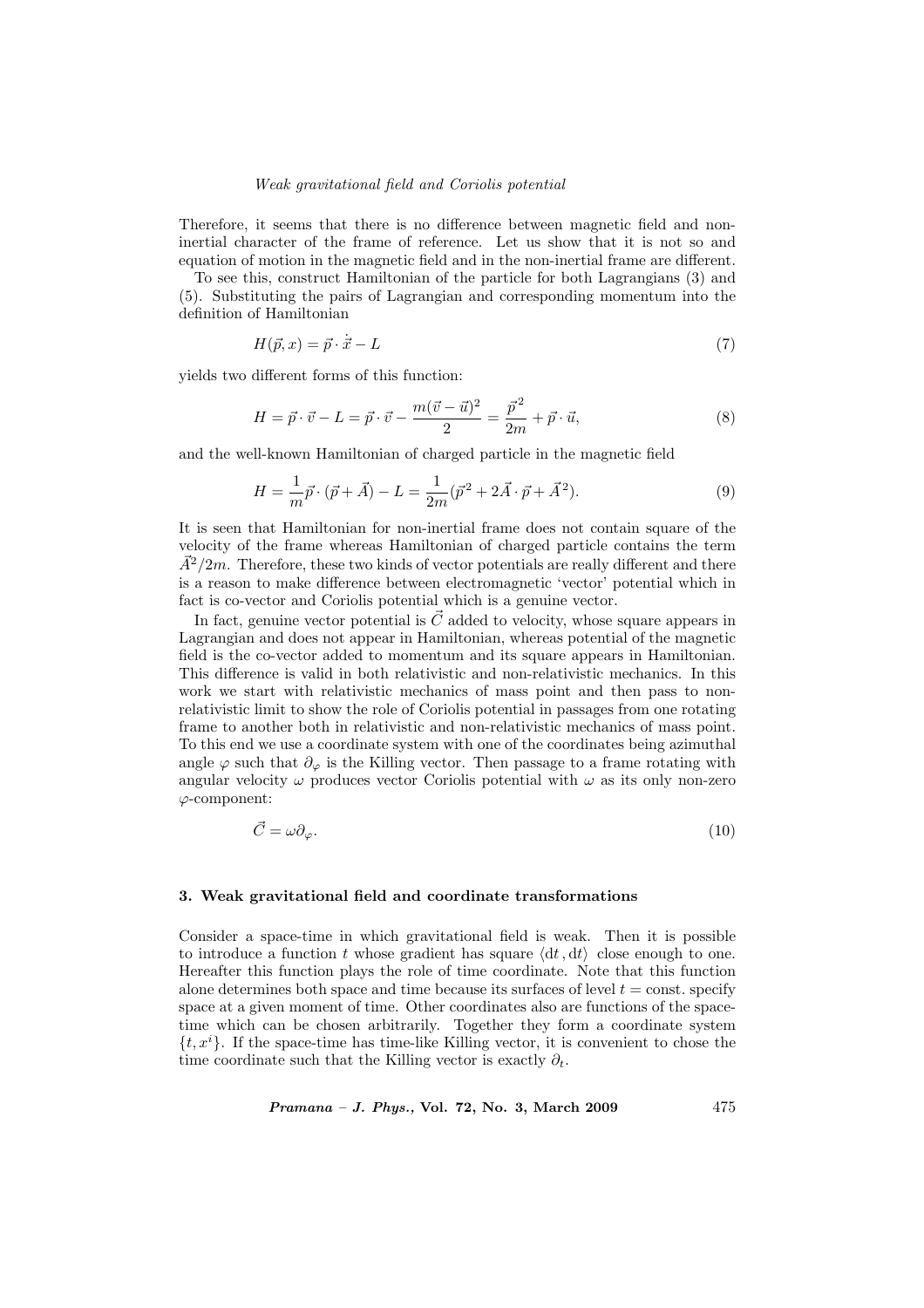Therefore, it seems that there is no difference between magnetic field and non-inertial character of the frame of reference. Let us show that it is not so and equation of motion in the magnetic field and in the non-inertial frame are different.

To see this, construct Hamiltonian of the particle for both Lagrangians (3) and (5). Substituting the pairs of Lagrangian and corresponding momentum into the definition of Hamiltonian

$$H(\vec{p}, x) = \vec{p} \cdot \dot{\vec{x}} - L \tag{7}$$

yields two different forms of this function:

$$H = \vec{p} \cdot \vec{v} - L = \vec{p} \cdot \vec{v} - \frac{m(\vec{v} - \vec{u})^2}{2} = \frac{\vec{p}^{\,2}}{2m} + \vec{p} \cdot \vec{u}, \tag{8}$$

and the well-known Hamiltonian of charged particle in the magnetic field

$$H = \frac{1}{m}\vec{p} \cdot (\vec{p} + \vec{A}) - L = \frac{1}{2m}(\vec{p}^{\,2} + 2\vec{A} \cdot \vec{p} + \vec{A}^{\,2}). \tag{9}$$

It is seen that Hamiltonian for non-inertial frame does not contain square of the velocity of the frame whereas Hamiltonian of charged particle contains the term $\vec{A}^2/2m$. Therefore, these two kinds of vector potentials are really different and there is a reason to make difference between electromagnetic 'vector' potential which in fact is co-vector and Coriolis potential which is a genuine vector.

In fact, genuine vector potential is $\vec{C}$ added to velocity, whose square appears in Lagrangian and does not appear in Hamiltonian, whereas potential of the magnetic field is the co-vector added to momentum and its square appears in Hamiltonian. This difference is valid in both relativistic and non-relativistic mechanics. In this work we start with relativistic mechanics of mass point and then pass to non-relativistic limit to show the role of Coriolis potential in passages from one rotating frame to another both in relativistic and non-relativistic mechanics of mass point. To this end we use a coordinate system with one of the coordinates being azimuthal angle $\varphi$ such that $\partial_\varphi$ is the Killing vector. Then passage to a frame rotating with angular velocity $\omega$ produces vector Coriolis potential with $\omega$ as its only non-zero $\varphi$-component:

$$\vec{C} = \omega \partial_\varphi. \tag{10}$$

### 3. Weak gravitational field and coordinate transformations

Consider a space-time in which gravitational field is weak. Then it is possible to introduce a function $t$ whose gradient has square $\langle \mathrm{d}t\,, \mathrm{d}t \rangle$ close enough to one. Hereafter this function plays the role of time coordinate. Note that this function alone determines both space and time because its surfaces of level $t = \text{const.}$ specify space at a given moment of time. Other coordinates also are functions of the space-time which can be chosen arbitrarily. Together they form a coordinate system $\{t, x^i\}$. If the space-time has time-like Killing vector, it is convenient to chose the time coordinate such that the Killing vector is exactly $\partial_t$.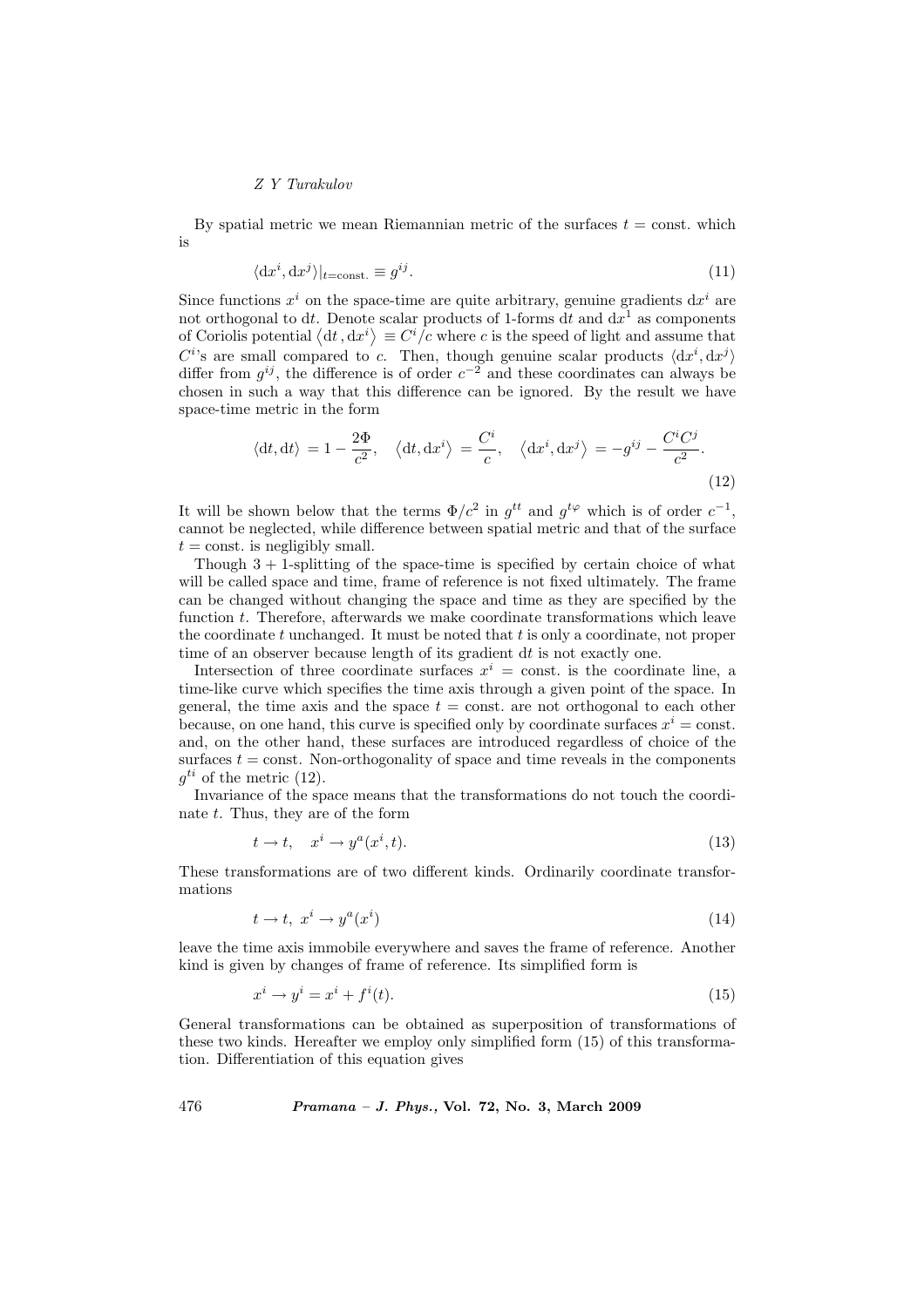By spatial metric we mean Riemannian metric of the surfaces $t =$ const. which is

$$\langle \mathrm{d}x^i, \mathrm{d}x^j \rangle|_{t=\mathrm{const.}} \equiv g^{ij}. \tag{11}$$

Since functions $x^i$ on the space-time are quite arbitrary, genuine gradients $\mathrm{d}x^i$ are not orthogonal to $\mathrm{d}t$. Denote scalar products of 1-forms $\mathrm{d}t$ and $\mathrm{d}x^1$ as components of Coriolis potential $\langle \mathrm{d}t\,, \mathrm{d}x^i \rangle \equiv C^i/c$ where $c$ is the speed of light and assume that $C^i$'s are small compared to $c$. Then, though genuine scalar products $\langle \mathrm{d}x^i, \mathrm{d}x^j \rangle$ differ from $g^{ij}$, the difference is of order $c^{-2}$ and these coordinates can always be chosen in such a way that this difference can be ignored. By the result we have space-time metric in the form

$$\langle \mathrm{d}t, \mathrm{d}t \rangle = 1 - \frac{2\Phi}{c^2}, \quad \langle \mathrm{d}t, \mathrm{d}x^i \rangle = \frac{C^i}{c}, \quad \langle \mathrm{d}x^i, \mathrm{d}x^j \rangle = -g^{ij} - \frac{C^i C^j}{c^2}. \tag{12}$$

It will be shown below that the terms $\Phi/c^2$ in $g^{tt}$ and $g^{t\varphi}$ which is of order $c^{-1}$, cannot be neglected, while difference between spatial metric and that of the surface $t =$ const. is negligibly small.

Though $3+1$-splitting of the space-time is specified by certain choice of what will be called space and time, frame of reference is not fixed ultimately. The frame can be changed without changing the space and time as they are specified by the function $t$. Therefore, afterwards we make coordinate transformations which leave the coordinate $t$ unchanged. It must be noted that $t$ is only a coordinate, not proper time of an observer because length of its gradient $\mathrm{d}t$ is not exactly one.

Intersection of three coordinate surfaces $x^i =$ const. is the coordinate line, a time-like curve which specifies the time axis through a given point of the space. In general, the time axis and the space $t =$ const. are not orthogonal to each other because, on one hand, this curve is specified only by coordinate surfaces $x^i =$ const. and, on the other hand, these surfaces are introduced regardless of choice of the surfaces $t =$ const. Non-orthogonality of space and time reveals in the components $g^{ti}$ of the metric (12).

Invariance of the space means that the transformations do not touch the coordinate $t$. Thus, they are of the form

$$t \to t, \quad x^i \to y^a(x^i, t). \tag{13}$$

These transformations are of two different kinds. Ordinarily coordinate transformations

$$t \to t, \; x^i \to y^a(x^i) \tag{14}$$

leave the time axis immobile everywhere and saves the frame of reference. Another kind is given by changes of frame of reference. Its simplified form is

$$x^i \to y^i = x^i + f^i(t). \tag{15}$$

General transformations can be obtained as superposition of transformations of these two kinds. Hereafter we employ only simplified form (15) of this transformation. Differentiation of this equation gives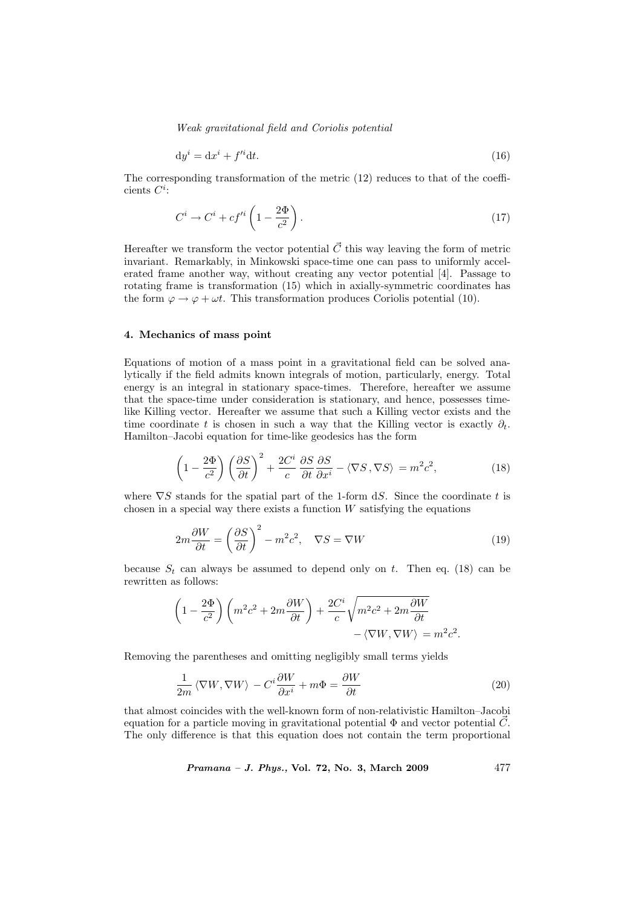$$\mathrm{d}y^i = \mathrm{d}x^i + f'^i \mathrm{d}t. \tag{16}$$

The corresponding transformation of the metric (12) reduces to that of the coefficients $C^i$:

$$C^i \to C^i + cf'^i \left(1 - \frac{2\Phi}{c^2}\right). \tag{17}$$

Hereafter we transform the vector potential $\vec{C}$ this way leaving the form of metric invariant. Remarkably, in Minkowski space-time one can pass to uniformly accelerated frame another way, without creating any vector potential [4]. Passage to rotating frame is transformation (15) which in axially-symmetric coordinates has the form $\varphi \to \varphi + \omega t$. This transformation produces Coriolis potential (10).

### 4. Mechanics of mass point

Equations of motion of a mass point in a gravitational field can be solved analytically if the field admits known integrals of motion, particularly, energy. Total energy is an integral in stationary space-times. Therefore, hereafter we assume that the space-time under consideration is stationary, and hence, possesses time-like Killing vector. Hereafter we assume that such a Killing vector exists and the time coordinate $t$ is chosen in such a way that the Killing vector is exactly $\partial_t$. Hamilton–Jacobi equation for time-like geodesics has the form

$$\left(1 - \frac{2\Phi}{c^2}\right)\left(\frac{\partial S}{\partial t}\right)^2 + \frac{2C^i}{c}\frac{\partial S}{\partial t}\frac{\partial S}{\partial x^i} - \langle \nabla S, \nabla S \rangle = m^2 c^2, \tag{18}$$

where $\nabla S$ stands for the spatial part of the 1-form $\mathrm{d}S$. Since the coordinate $t$ is chosen in a special way there exists a function $W$ satisfying the equations

$$2m\frac{\partial W}{\partial t} = \left(\frac{\partial S}{\partial t}\right)^2 - m^2c^2, \quad \nabla S = \nabla W \tag{19}$$

because $S_t$ can always be assumed to depend only on $t$. Then eq. (18) can be rewritten as follows:

$$\left(1 - \frac{2\Phi}{c^2}\right)\left(m^2c^2 + 2m\frac{\partial W}{\partial t}\right) + \frac{2C^i}{c}\sqrt{m^2c^2 + 2m\frac{\partial W}{\partial t}} - \langle \nabla W, \nabla W \rangle = m^2c^2.$$

Removing the parentheses and omitting negligibly small terms yields

$$\frac{1}{2m}\langle \nabla W, \nabla W \rangle - C^i \frac{\partial W}{\partial x^i} + m\Phi = \frac{\partial W}{\partial t} \tag{20}$$

that almost coincides with the well-known form of non-relativistic Hamilton–Jacobi equation for a particle moving in gravitational potential $\Phi$ and vector potential $\vec{C}$. The only difference is that this equation does not contain the term proportional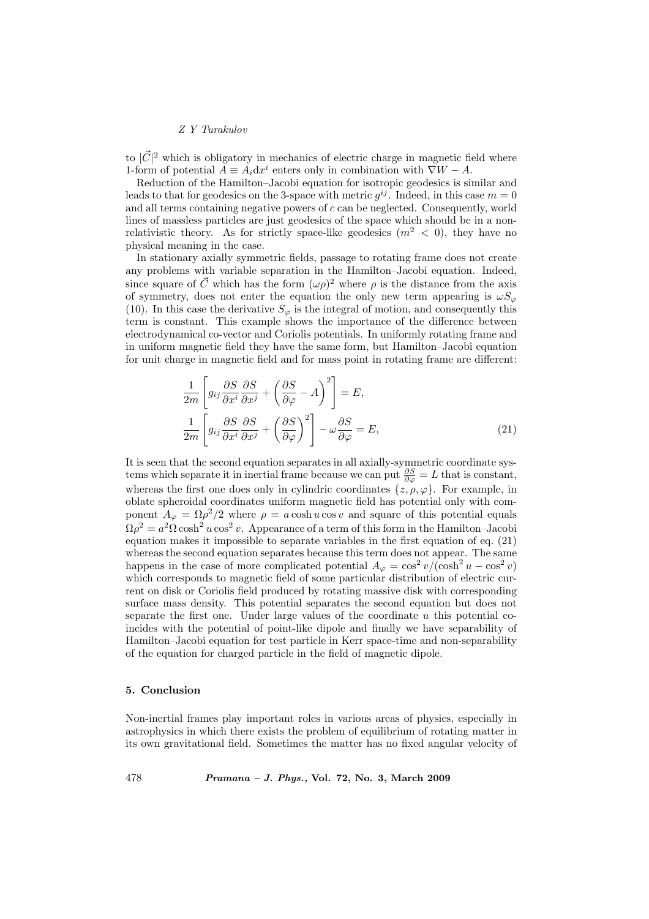to $|\vec{C}|^2$ which is obligatory in mechanics of electric charge in magnetic field where 1-form of potential $A \equiv A_i \mathrm{d}x^i$ enters only in combination with $\nabla W - A$.

Reduction of the Hamilton–Jacobi equation for isotropic geodesics is similar and leads to that for geodesics on the 3-space with metric $g^{ij}$. Indeed, in this case $m = 0$ and all terms containing negative powers of $c$ can be neglected. Consequently, world lines of massless particles are just geodesics of the space which should be in a non-relativistic theory. As for strictly space-like geodesics ($m^2 < 0$), they have no physical meaning in the case.

In stationary axially symmetric fields, passage to rotating frame does not create any problems with variable separation in the Hamilton–Jacobi equation. Indeed, since square of $\vec{C}$ which has the form $(\omega\rho)^2$ where $\rho$ is the distance from the axis of symmetry, does not enter the equation the only new term appearing is $\omega S_\varphi$ (10). In this case the derivative $S_\varphi$ is the integral of motion, and consequently this term is constant. This example shows the importance of the difference between electrodynamical co-vector and Coriolis potentials. In uniformly rotating frame and in uniform magnetic field they have the same form, but Hamilton–Jacobi equation for unit charge in magnetic field and for mass point in rotating frame are different:

$$\frac{1}{2m}\left[g_{ij}\frac{\partial S}{\partial x^i}\frac{\partial S}{\partial x^j} + \left(\frac{\partial S}{\partial \varphi} - A\right)^2\right] = E,$$

$$\frac{1}{2m}\left[g_{ij}\frac{\partial S}{\partial x^i}\frac{\partial S}{\partial x^j} + \left(\frac{\partial S}{\partial \varphi}\right)^2\right] - \omega\frac{\partial S}{\partial \varphi} = E, \tag{21}$$

It is seen that the second equation separates in all axially-symmetric coordinate systems which separate it in inertial frame because we can put $\frac{\partial S}{\partial \varphi} = L$ that is constant, whereas the first one does only in cylindric coordinates $\{z, \rho, \varphi\}$. For example, in oblate spheroidal coordinates uniform magnetic field has potential only with component $A_\varphi = \Omega\rho^2/2$ where $\rho = a\cosh u \cos v$ and square of this potential equals $\Omega\rho^2 = a^2\Omega\cosh^2 u\cos^2 v$. Appearance of a term of this form in the Hamilton–Jacobi equation makes it impossible to separate variables in the first equation of eq. (21) whereas the second equation separates because this term does not appear. The same happens in the case of more complicated potential $A_\varphi = \cos^2 v/(\cosh^2 u - \cos^2 v)$ which corresponds to magnetic field of some particular distribution of electric current on disk or Coriolis field produced by rotating massive disk with corresponding surface mass density. This potential separates the second equation but does not separate the first one. Under large values of the coordinate $u$ this potential coincides with the potential of point-like dipole and finally we have separability of Hamilton–Jacobi equation for test particle in Kerr space-time and non-separability of the equation for charged particle in the field of magnetic dipole.

## 5. Conclusion

Non-inertial frames play important roles in various areas of physics, especially in astrophysics in which there exists the problem of equilibrium of rotating matter in its own gravitational field. Sometimes the matter has no fixed angular velocity of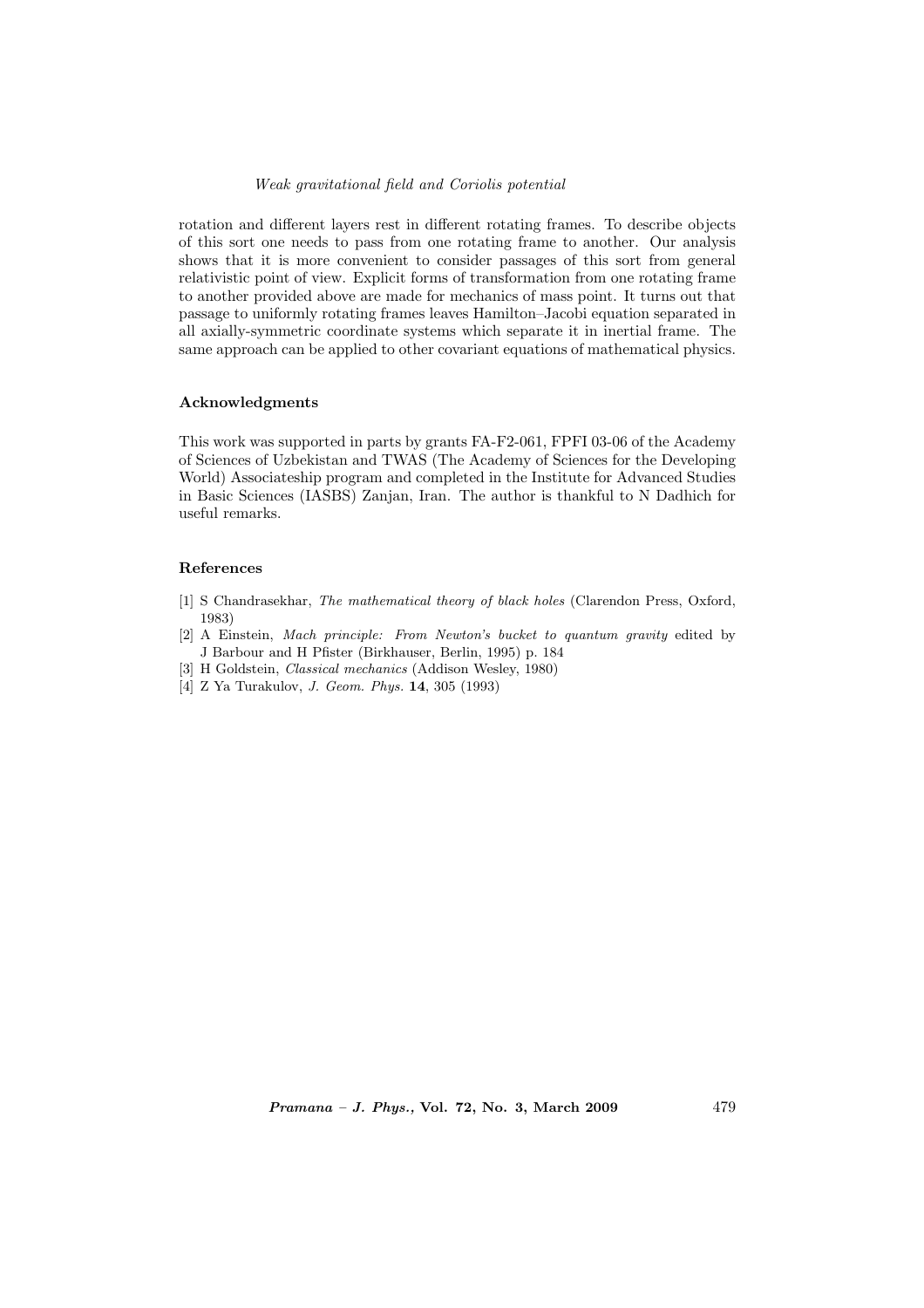rotation and different layers rest in different rotating frames. To describe objects of this sort one needs to pass from one rotating frame to another. Our analysis shows that it is more convenient to consider passages of this sort from general relativistic point of view. Explicit forms of transformation from one rotating frame to another provided above are made for mechanics of mass point. It turns out that passage to uniformly rotating frames leaves Hamilton–Jacobi equation separated in all axially-symmetric coordinate systems which separate it in inertial frame. The same approach can be applied to other covariant equations of mathematical physics.

## Acknowledgments

This work was supported in parts by grants FA-F2-061, FPFI 03-06 of the Academy of Sciences of Uzbekistan and TWAS (The Academy of Sciences for the Developing World) Associateship program and completed in the Institute for Advanced Studies in Basic Sciences (IASBS) Zanjan, Iran. The author is thankful to N Dadhich for useful remarks.

## References

[1] S Chandrasekhar, *The mathematical theory of black holes* (Clarendon Press, Oxford, 1983)

[2] A Einstein, *Mach principle: From Newton's bucket to quantum gravity* edited by J Barbour and H Pfister (Birkhauser, Berlin, 1995) p. 184

[3] H Goldstein, *Classical mechanics* (Addison Wesley, 1980)

[4] Z Ya Turakulov, *J. Geom. Phys.* **14**, 305 (1993)